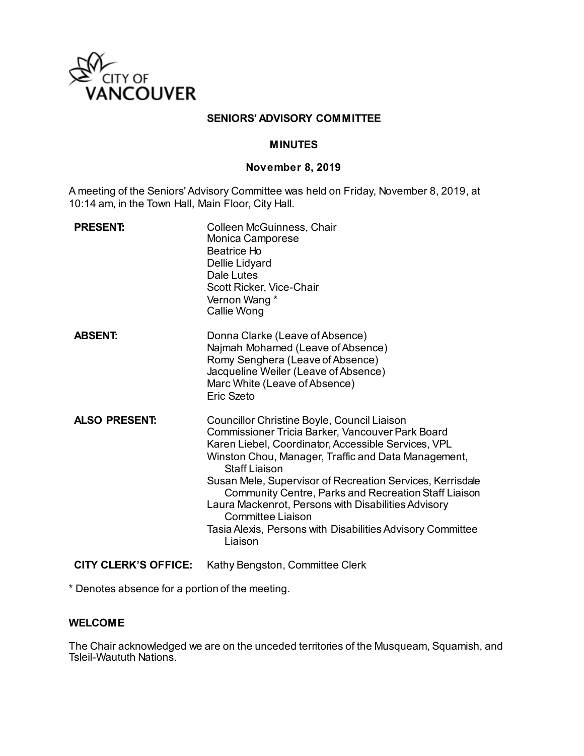CITY OF VANCOUVER

# SENIORS' ADVISORY COMMITTEE

## MINUTES

### November 8, 2019

A meeting of the Seniors' Advisory Committee was held on Friday, November 8, 2019, at 10:14 am, in the Town Hall, Main Floor, City Hall.

| | |
|---|---|
| **PRESENT:** | Colleen McGuinness, Chair<br>Monica Camporese<br>Beatrice Ho<br>Dellie Lidyard<br>Dale Lutes<br>Scott Ricker, Vice-Chair<br>Vernon Wang *<br>Callie Wong |
| **ABSENT:** | Donna Clarke (Leave of Absence)<br>Najmah Mohamed (Leave of Absence)<br>Romy Senghera (Leave of Absence)<br>Jacqueline Weiler (Leave of Absence)<br>Marc White (Leave of Absence)<br>Eric Szeto |
| **ALSO PRESENT:** | Councillor Christine Boyle, Council Liaison<br>Commissioner Tricia Barker, Vancouver Park Board<br>Karen Liebel, Coordinator, Accessible Services, VPL<br>Winston Chou, Manager, Traffic and Data Management, Staff Liaison<br>Susan Mele, Supervisor of Recreation Services, Kerrisdale Community Centre, Parks and Recreation Staff Liaison<br>Laura Mackenrot, Persons with Disabilities Advisory Committee Liaison<br>Tasia Alexis, Persons with Disabilities Advisory Committee Liaison |
| **CITY CLERK'S OFFICE:** | Kathy Bengston, Committee Clerk |

* Denotes absence for a portion of the meeting.

**WELCOME**

The Chair acknowledged we are on the unceded territories of the Musqueam, Squamish, and Tsleil-Waututh Nations.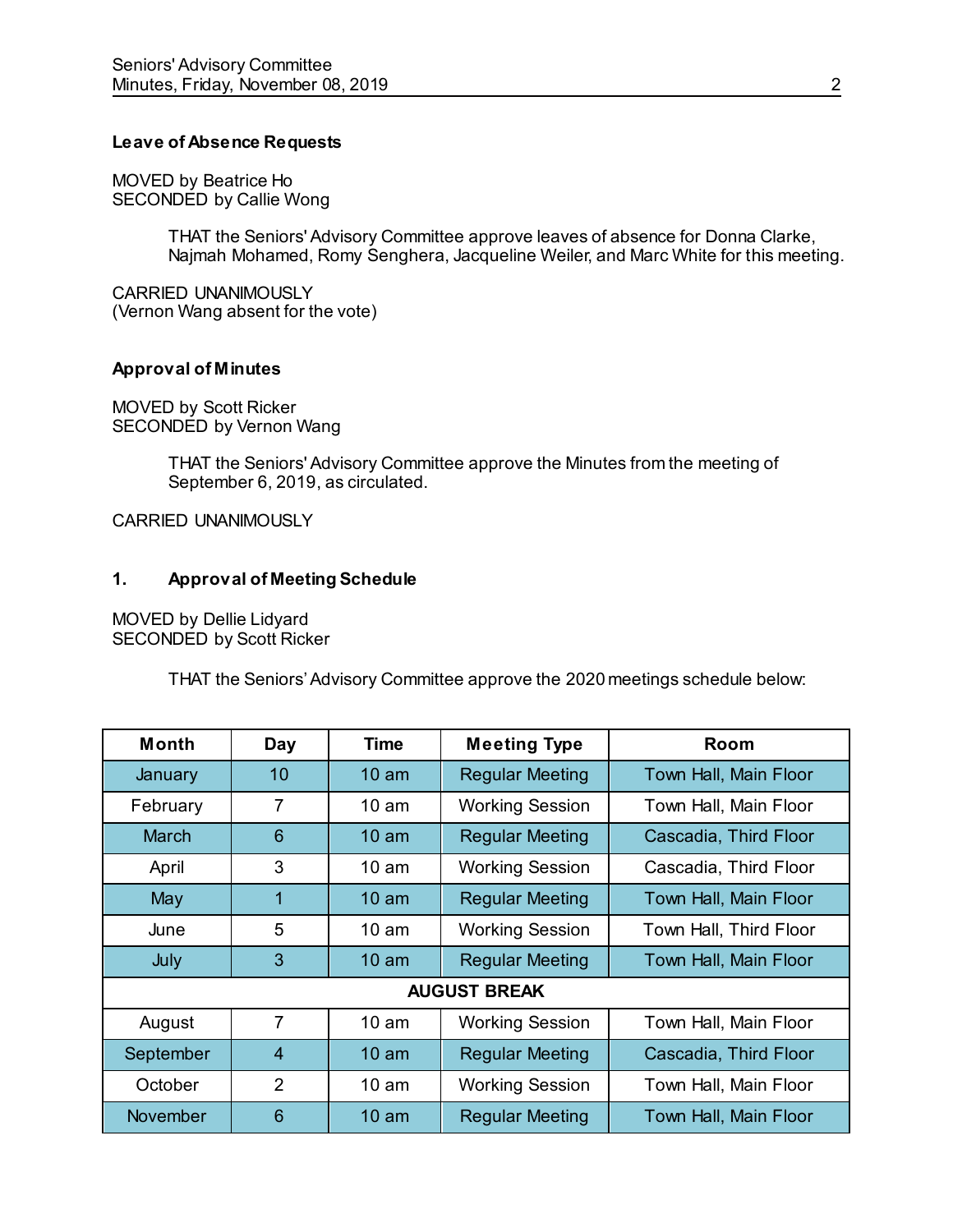**Leave of Absence Requests**

MOVED by Beatrice Ho
SECONDED by Callie Wong

> THAT the Seniors' Advisory Committee approve leaves of absence for Donna Clarke, Najmah Mohamed, Romy Senghera, Jacqueline Weiler, and Marc White for this meeting.

CARRIED UNANIMOUSLY
(Vernon Wang absent for the vote)

**Approval of Minutes**

MOVED by Scott Ricker
SECONDED by Vernon Wang

> THAT the Seniors' Advisory Committee approve the Minutes from the meeting of September 6, 2019, as circulated.

CARRIED UNANIMOUSLY

**1. Approval of Meeting Schedule**

MOVED by Dellie Lidyard
SECONDED by Scott Ricker

> THAT the Seniors' Advisory Committee approve the 2020 meetings schedule below:

| Month | Day | Time | Meeting Type | Room |
|---|---|---|---|---|
| January | 10 | 10 am | Regular Meeting | Town Hall, Main Floor |
| February | 7 | 10 am | Working Session | Town Hall, Main Floor |
| March | 6 | 10 am | Regular Meeting | Cascadia, Third Floor |
| April | 3 | 10 am | Working Session | Cascadia, Third Floor |
| May | 1 | 10 am | Regular Meeting | Town Hall, Main Floor |
| June | 5 | 10 am | Working Session | Town Hall, Third Floor |
| July | 3 | 10 am | Regular Meeting | Town Hall, Main Floor |
| **AUGUST BREAK** | | | | |
| August | 7 | 10 am | Working Session | Town Hall, Main Floor |
| September | 4 | 10 am | Regular Meeting | Cascadia, Third Floor |
| October | 2 | 10 am | Working Session | Town Hall, Main Floor |
| November | 6 | 10 am | Regular Meeting | Town Hall, Main Floor |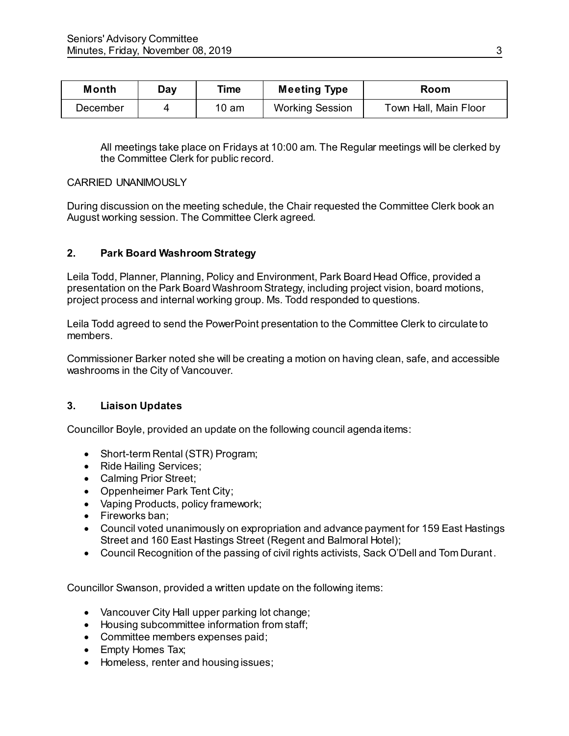| Month | Day | Time | Meeting Type | Room |
| --- | --- | --- | --- | --- |
| December | 4 | 10 am | Working Session | Town Hall, Main Floor |

All meetings take place on Fridays at 10:00 am. The Regular meetings will be clerked by the Committee Clerk for public record.

CARRIED UNANIMOUSLY

During discussion on the meeting schedule, the Chair requested the Committee Clerk book an August working session. The Committee Clerk agreed.

## 2. Park Board Washroom Strategy

Leila Todd, Planner, Planning, Policy and Environment, Park Board Head Office, provided a presentation on the Park Board Washroom Strategy, including project vision, board motions, project process and internal working group. Ms. Todd responded to questions.

Leila Todd agreed to send the PowerPoint presentation to the Committee Clerk to circulate to members.

Commissioner Barker noted she will be creating a motion on having clean, safe, and accessible washrooms in the City of Vancouver.

## 3. Liaison Updates

Councillor Boyle, provided an update on the following council agenda items:

- Short-term Rental (STR) Program;
- Ride Hailing Services;
- Calming Prior Street;
- Oppenheimer Park Tent City;
- Vaping Products, policy framework;
- Fireworks ban;
- Council voted unanimously on expropriation and advance payment for 159 East Hastings Street and 160 East Hastings Street (Regent and Balmoral Hotel);
- Council Recognition of the passing of civil rights activists, Sack O'Dell and Tom Durant.

Councillor Swanson, provided a written update on the following items:

- Vancouver City Hall upper parking lot change;
- Housing subcommittee information from staff;
- Committee members expenses paid;
- Empty Homes Tax;
- Homeless, renter and housing issues;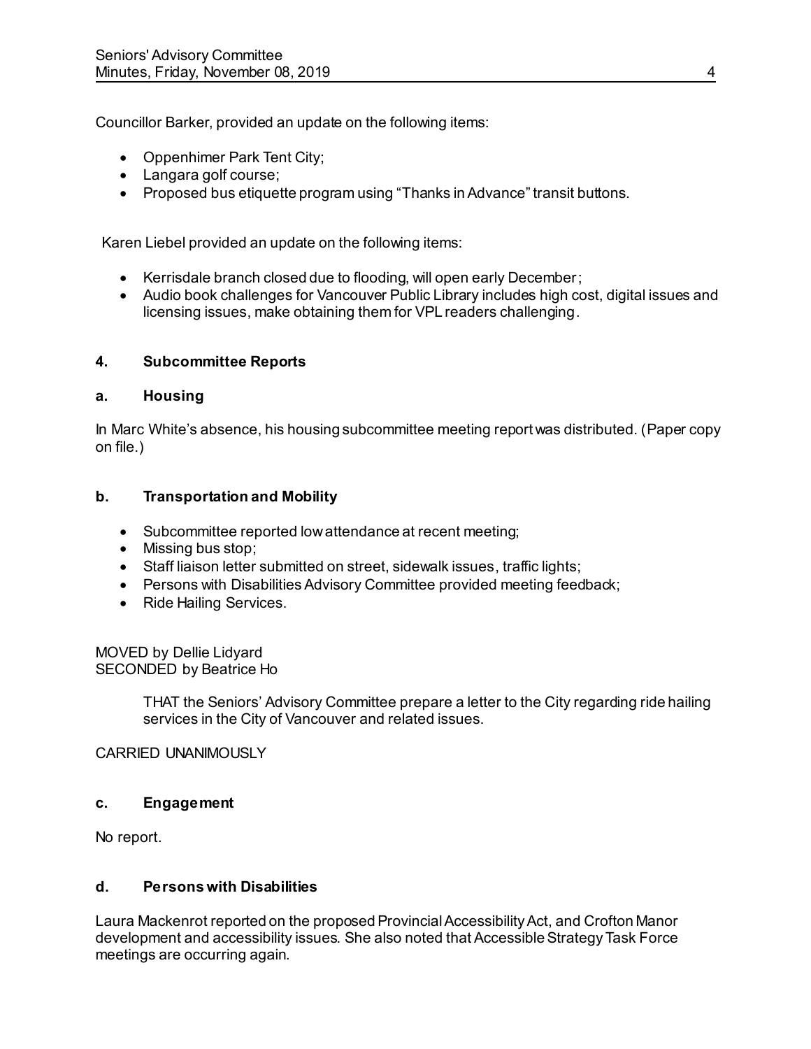Councillor Barker, provided an update on the following items:

- Oppenhimer Park Tent City;
- Langara golf course;
- Proposed bus etiquette program using "Thanks in Advance" transit buttons.

Karen Liebel provided an update on the following items:

- Kerrisdale branch closed due to flooding, will open early December;
- Audio book challenges for Vancouver Public Library includes high cost, digital issues and licensing issues, make obtaining them for VPL readers challenging.

## 4. Subcommittee Reports

### a. Housing

In Marc White's absence, his housing subcommittee meeting report was distributed. (Paper copy on file.)

### b. Transportation and Mobility

- Subcommittee reported low attendance at recent meeting;
- Missing bus stop;
- Staff liaison letter submitted on street, sidewalk issues, traffic lights;
- Persons with Disabilities Advisory Committee provided meeting feedback;
- Ride Hailing Services.

MOVED by Dellie Lidyard
SECONDED by Beatrice Ho

> THAT the Seniors' Advisory Committee prepare a letter to the City regarding ride hailing services in the City of Vancouver and related issues.

CARRIED UNANIMOUSLY

### c. Engagement

No report.

### d. Persons with Disabilities

Laura Mackenrot reported on the proposed Provincial Accessibility Act, and Crofton Manor development and accessibility issues. She also noted that Accessible Strategy Task Force meetings are occurring again.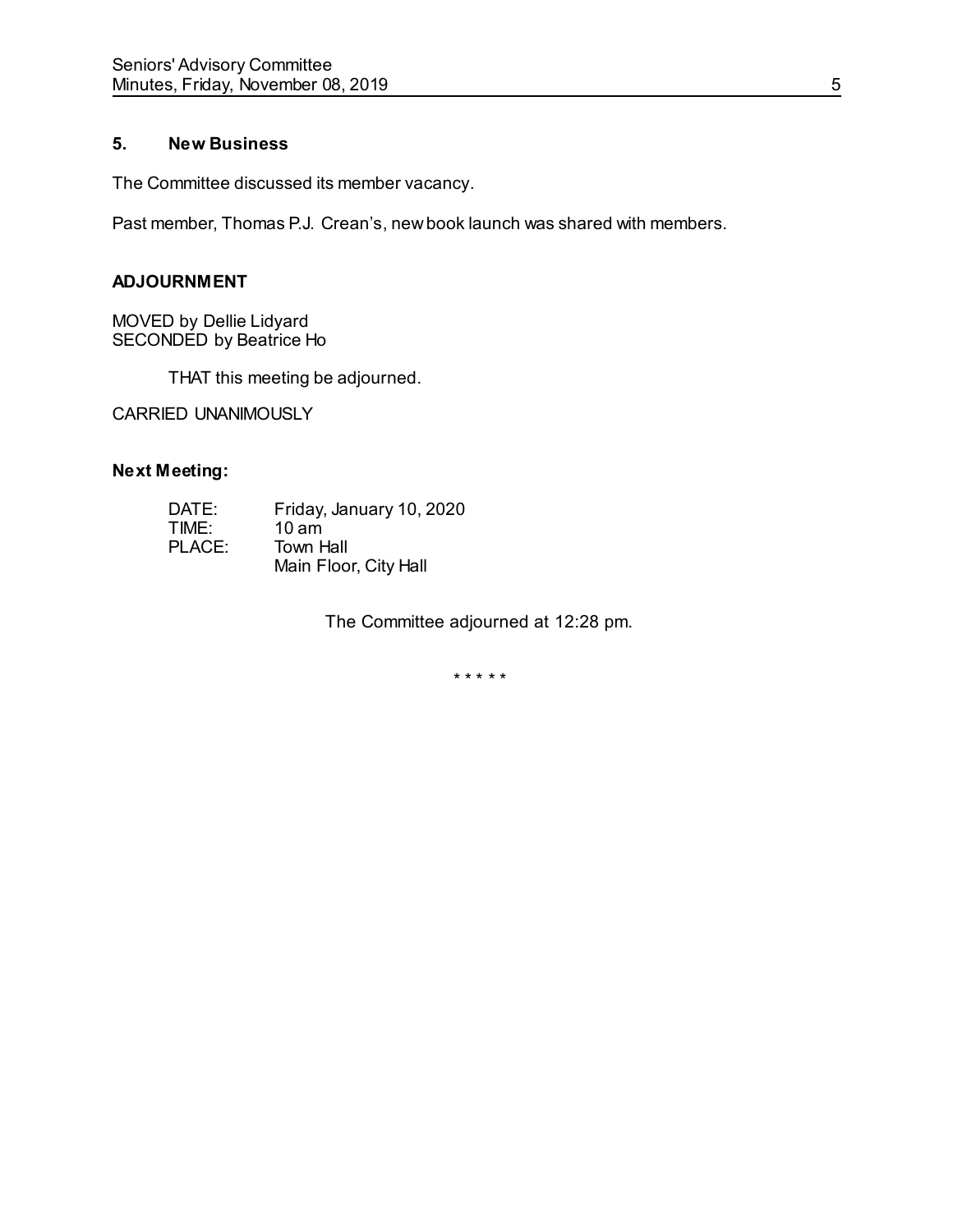## 5. New Business

The Committee discussed its member vacancy.

Past member, Thomas P.J. Crean's, new book launch was shared with members.

## ADJOURNMENT

MOVED by Dellie Lidyard
SECONDED by Beatrice Ho

THAT this meeting be adjourned.

CARRIED UNANIMOUSLY

**Next Meeting:**

DATE: Friday, January 10, 2020
TIME: 10 am
PLACE: Town Hall
Main Floor, City Hall

The Committee adjourned at 12:28 pm.

\* \* \* \* \*